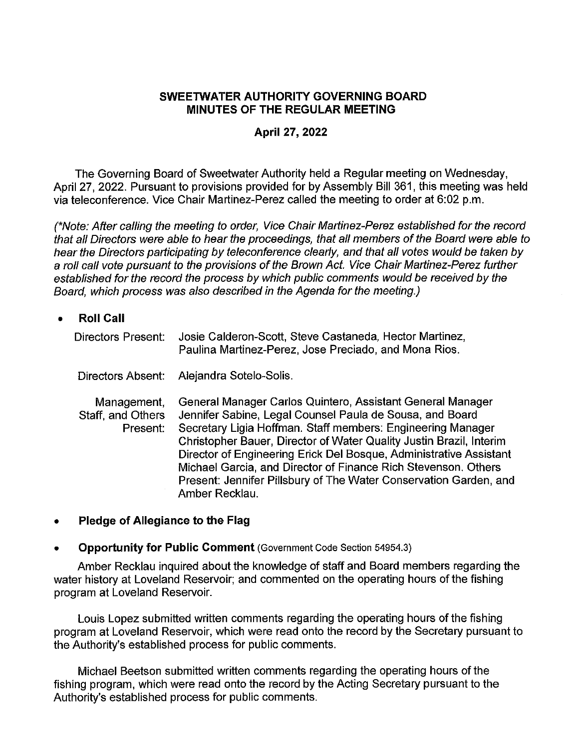# SWEETWATER AUTHORITY GOVERNING BOARD
# MINUTES OF THE REGULAR MEETING

## April 27, 2022

The Governing Board of Sweetwater Authority held a Regular meeting on Wednesday, April 27, 2022. Pursuant to provisions provided for by Assembly Bill 361, this meeting was held via teleconference. Vice Chair Martinez-Perez called the meeting to order at 6:02 p.m.

*(\*Note: After calling the meeting to order, Vice Chair Martinez-Perez established for the record that all Directors were able to hear the proceedings, that all members of the Board were able to hear the Directors participating by teleconference clearly, and that all votes would be taken by a roll call vote pursuant to the provisions of the Brown Act. Vice Chair Martinez-Perez further established for the record the process by which public comments would be received by the Board, which process was also described in the Agenda for the meeting.)*

- **Roll Call**

  Directors Present: Josie Calderon-Scott, Steve Castaneda, Hector Martinez, Paulina Martinez-Perez, Jose Preciado, and Mona Rios.

  Directors Absent: Alejandra Sotelo-Solis.

  Management, Staff, and Others Present: General Manager Carlos Quintero, Assistant General Manager Jennifer Sabine, Legal Counsel Paula de Sousa, and Board Secretary Ligia Hoffman. Staff members: Engineering Manager Christopher Bauer, Director of Water Quality Justin Brazil, Interim Director of Engineering Erick Del Bosque, Administrative Assistant Michael Garcia, and Director of Finance Rich Stevenson. Others Present: Jennifer Pillsbury of The Water Conservation Garden, and Amber Recklau.

- **Pledge of Allegiance to the Flag**

- **Opportunity for Public Comment** (Government Code Section 54954.3)

Amber Recklau inquired about the knowledge of staff and Board members regarding the water history at Loveland Reservoir; and commented on the operating hours of the fishing program at Loveland Reservoir.

Louis Lopez submitted written comments regarding the operating hours of the fishing program at Loveland Reservoir, which were read onto the record by the Secretary pursuant to the Authority's established process for public comments.

Michael Beetson submitted written comments regarding the operating hours of the fishing program, which were read onto the record by the Acting Secretary pursuant to the Authority's established process for public comments.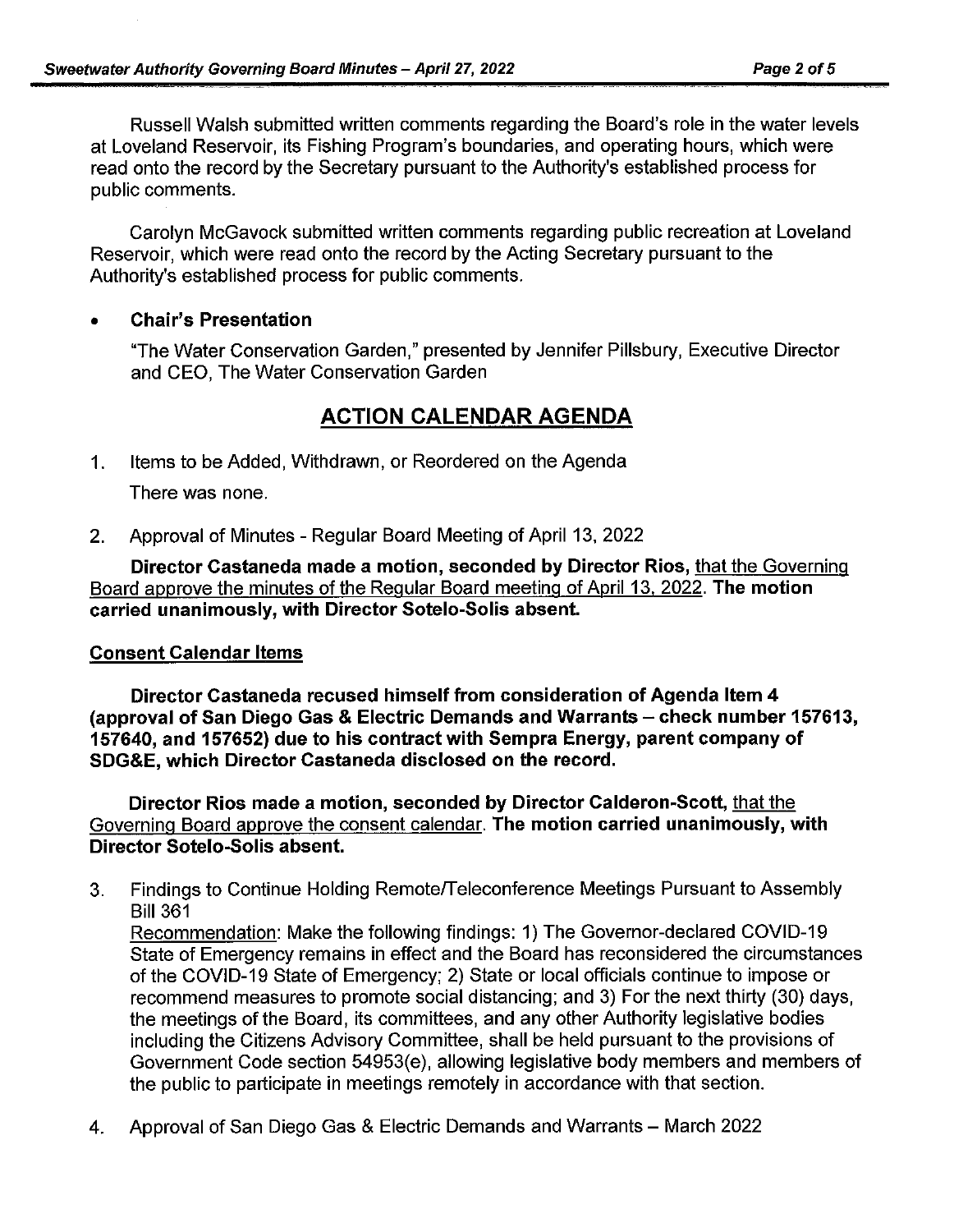Russell Walsh submitted written comments regarding the Board's role in the water levels at Loveland Reservoir, its Fishing Program's boundaries, and operating hours, which were read onto the record by the Secretary pursuant to the Authority's established process for public comments.

Carolyn McGavock submitted written comments regarding public recreation at Loveland Reservoir, which were read onto the record by the Acting Secretary pursuant to the Authority's established process for public comments.

- **Chair's Presentation**

  "The Water Conservation Garden," presented by Jennifer Pillsbury, Executive Director and CEO, The Water Conservation Garden

## ACTION CALENDAR AGENDA

1. Items to be Added, Withdrawn, or Reordered on the Agenda

   There was none.

2. Approval of Minutes - Regular Board Meeting of April 13, 2022

   **Director Castaneda made a motion, seconded by Director Rios,** that the Governing Board approve the minutes of the Regular Board meeting of April 13, 2022. **The motion carried unanimously, with Director Sotelo-Solis absent.**

**Consent Calendar Items**

**Director Castaneda recused himself from consideration of Agenda Item 4 (approval of San Diego Gas & Electric Demands and Warrants – check number 157613, 157640, and 157652) due to his contract with Sempra Energy, parent company of SDG&E, which Director Castaneda disclosed on the record.**

**Director Rios made a motion, seconded by Director Calderon-Scott,** that the Governing Board approve the consent calendar. **The motion carried unanimously, with Director Sotelo-Solis absent.**

3. Findings to Continue Holding Remote/Teleconference Meetings Pursuant to Assembly Bill 361

   Recommendation: Make the following findings: 1) The Governor-declared COVID-19 State of Emergency remains in effect and the Board has reconsidered the circumstances of the COVID-19 State of Emergency; 2) State or local officials continue to impose or recommend measures to promote social distancing; and 3) For the next thirty (30) days, the meetings of the Board, its committees, and any other Authority legislative bodies including the Citizens Advisory Committee, shall be held pursuant to the provisions of Government Code section 54953(e), allowing legislative body members and members of the public to participate in meetings remotely in accordance with that section.

4. Approval of San Diego Gas & Electric Demands and Warrants – March 2022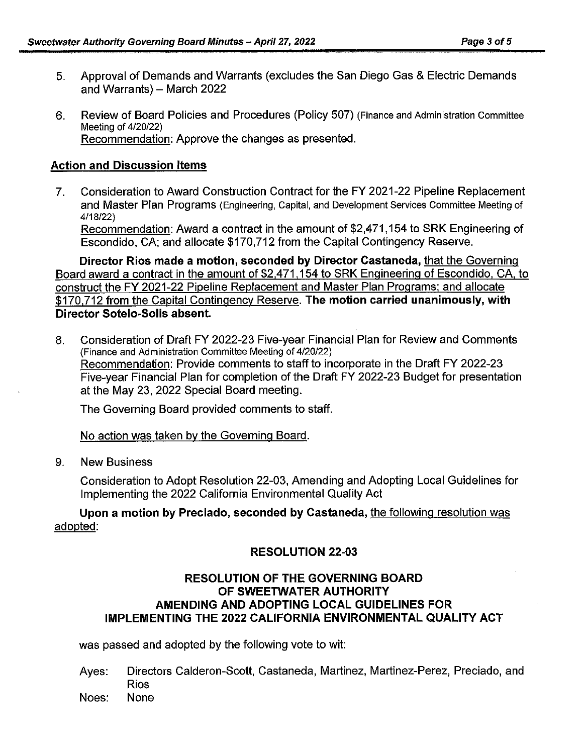5. Approval of Demands and Warrants (excludes the San Diego Gas & Electric Demands and Warrants) – March 2022

6. Review of Board Policies and Procedures (Policy 507) (Finance and Administration Committee Meeting of 4/20/22)
   Recommendation: Approve the changes as presented.

## Action and Discussion Items

7. Consideration to Award Construction Contract for the FY 2021-22 Pipeline Replacement and Master Plan Programs (Engineering, Capital, and Development Services Committee Meeting of 4/18/22)
   Recommendation: Award a contract in the amount of $2,471,154 to SRK Engineering of Escondido, CA; and allocate $170,712 from the Capital Contingency Reserve.

   **Director Rios made a motion, seconded by Director Castaneda,** that the Governing Board award a contract in the amount of $2,471,154 to SRK Engineering of Escondido, CA, to construct the FY 2021-22 Pipeline Replacement and Master Plan Programs; and allocate $170,712 from the Capital Contingency Reserve. **The motion carried unanimously, with Director Sotelo-Solis absent.**

8. Consideration of Draft FY 2022-23 Five-year Financial Plan for Review and Comments (Finance and Administration Committee Meeting of 4/20/22)
   Recommendation: Provide comments to staff to incorporate in the Draft FY 2022-23 Five-year Financial Plan for completion of the Draft FY 2022-23 Budget for presentation at the May 23, 2022 Special Board meeting.

   The Governing Board provided comments to staff.

   No action was taken by the Governing Board.

9. New Business

   Consideration to Adopt Resolution 22-03, Amending and Adopting Local Guidelines for Implementing the 2022 California Environmental Quality Act

   **Upon a motion by Preciado, seconded by Castaneda,** the following resolution was adopted:

**RESOLUTION 22-03**

**RESOLUTION OF THE GOVERNING BOARD OF SWEETWATER AUTHORITY AMENDING AND ADOPTING LOCAL GUIDELINES FOR IMPLEMENTING THE 2022 CALIFORNIA ENVIRONMENTAL QUALITY ACT**

was passed and adopted by the following vote to wit:

Ayes: Directors Calderon-Scott, Castaneda, Martinez, Martinez-Perez, Preciado, and Rios
Noes: None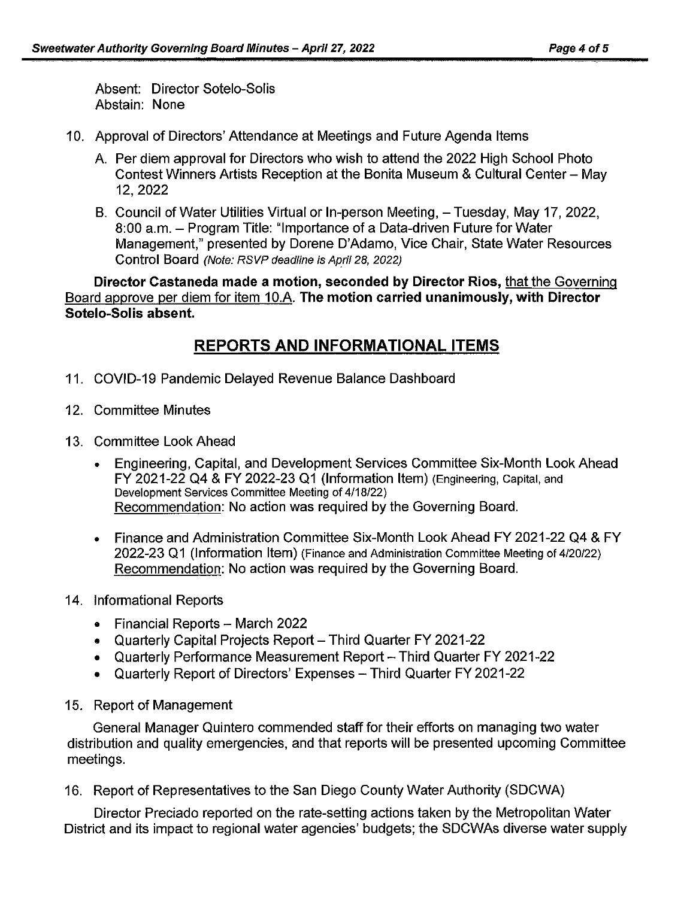Absent: Director Sotelo-Solis
Abstain: None

10. Approval of Directors' Attendance at Meetings and Future Agenda Items

    A. Per diem approval for Directors who wish to attend the 2022 High School Photo Contest Winners Artists Reception at the Bonita Museum & Cultural Center – May 12, 2022

    B. Council of Water Utilities Virtual or In-person Meeting, – Tuesday, May 17, 2022, 8:00 a.m. – Program Title: "Importance of a Data-driven Future for Water Management," presented by Dorene D'Adamo, Vice Chair, State Water Resources Control Board *(Note: RSVP deadline is April 28, 2022)*

**Director Castaneda made a motion, seconded by Director Rios,** <u>that the Governing Board approve per diem for item 10.A.</u> **The motion carried unanimously, with Director Sotelo-Solis absent.**

## REPORTS AND INFORMATIONAL ITEMS

11. COVID-19 Pandemic Delayed Revenue Balance Dashboard

12. Committee Minutes

13. Committee Look Ahead

    - Engineering, Capital, and Development Services Committee Six-Month Look Ahead FY 2021-22 Q4 & FY 2022-23 Q1 (Information Item) (Engineering, Capital, and Development Services Committee Meeting of 4/18/22)
      <u>Recommendation</u>: No action was required by the Governing Board.

    - Finance and Administration Committee Six-Month Look Ahead FY 2021-22 Q4 & FY 2022-23 Q1 (Information Item) (Finance and Administration Committee Meeting of 4/20/22)
      <u>Recommendation</u>: No action was required by the Governing Board.

14. Informational Reports

    - Financial Reports – March 2022
    - Quarterly Capital Projects Report – Third Quarter FY 2021-22
    - Quarterly Performance Measurement Report – Third Quarter FY 2021-22
    - Quarterly Report of Directors' Expenses – Third Quarter FY 2021-22

15. Report of Management

    General Manager Quintero commended staff for their efforts on managing two water distribution and quality emergencies, and that reports will be presented upcoming Committee meetings.

16. Report of Representatives to the San Diego County Water Authority (SDCWA)

    Director Preciado reported on the rate-setting actions taken by the Metropolitan Water District and its impact to regional water agencies' budgets; the SDCWAs diverse water supply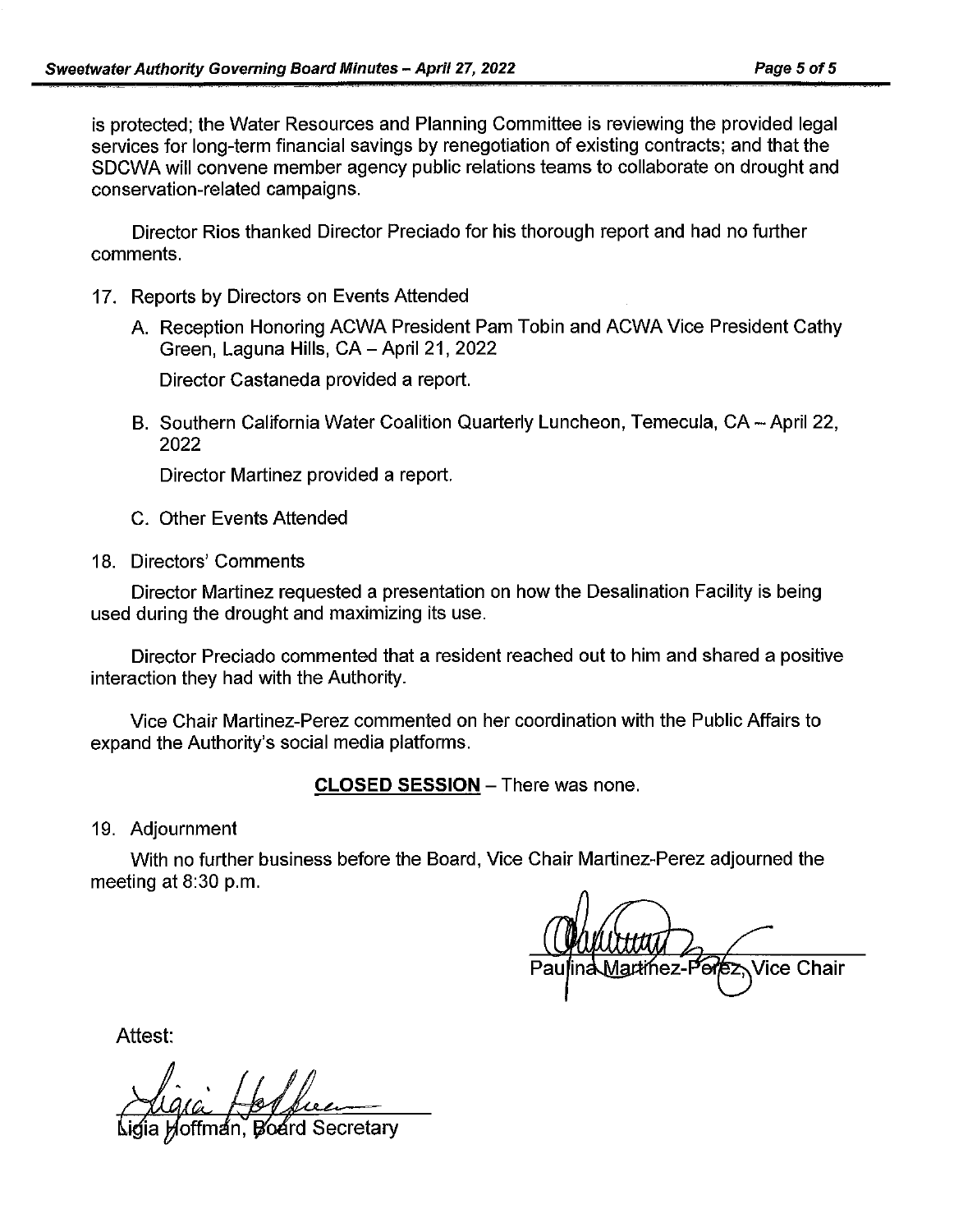is protected; the Water Resources and Planning Committee is reviewing the provided legal services for long-term financial savings by renegotiation of existing contracts; and that the SDCWA will convene member agency public relations teams to collaborate on drought and conservation-related campaigns.

Director Rios thanked Director Preciado for his thorough report and had no further comments.

17. Reports by Directors on Events Attended

    A. Reception Honoring ACWA President Pam Tobin and ACWA Vice President Cathy Green, Laguna Hills, CA – April 21, 2022

       Director Castaneda provided a report.

    B. Southern California Water Coalition Quarterly Luncheon, Temecula, CA – April 22, 2022

       Director Martinez provided a report.

    C. Other Events Attended

18. Directors' Comments

Director Martinez requested a presentation on how the Desalination Facility is being used during the drought and maximizing its use.

Director Preciado commented that a resident reached out to him and shared a positive interaction they had with the Authority.

Vice Chair Martinez-Perez commented on her coordination with the Public Affairs to expand the Authority's social media platforms.

**CLOSED SESSION** – There was none.

19. Adjournment

With no further business before the Board, Vice Chair Martinez-Perez adjourned the meeting at 8:30 p.m.

Paulina Martinez-Perez, Vice Chair

Attest:

Ligia Hoffman, Board Secretary